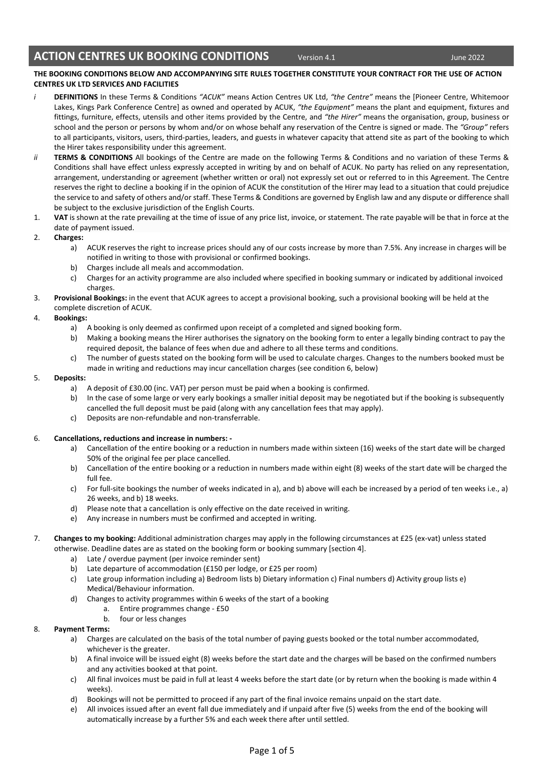# ACTION CENTRES UK BOOKING CONDITIONS

Version 4.1 June 2022

**THE BOOKING CONDITIONS BELOW AND ACCOMPANYING SITE RULES TOGETHER CONSTITUTE YOUR CONTRACT FOR THE USE OF ACTION CENTRES UK LTD SERVICES AND FACILITIES**

*i* **DEFINITIONS** In these Terms & Conditions *"ACUK"* means Action Centres UK Ltd, *"the Centre"* means the [Pioneer Centre, Whitemoor Lakes, Kings Park Conference Centre] as owned and operated by ACUK, *"the Equipment"* means the plant and equipment, fixtures and fittings, furniture, effects, utensils and other items provided by the Centre, and *"the Hirer"* means the organisation, group, business or school and the person or persons by whom and/or on whose behalf any reservation of the Centre is signed or made. The *"Group"* refers to all participants, visitors, users, third-parties, leaders, and guests in whatever capacity that attend site as part of the booking to which the Hirer takes responsibility under this agreement.

*ii* **TERMS & CONDITIONS** All bookings of the Centre are made on the following Terms & Conditions and no variation of these Terms & Conditions shall have effect unless expressly accepted in writing by and on behalf of ACUK. No party has relied on any representation, arrangement, understanding or agreement (whether written or oral) not expressly set out or referred to in this Agreement. The Centre reserves the right to decline a booking if in the opinion of ACUK the constitution of the Hirer may lead to a situation that could prejudice the service to and safety of others and/or staff. These Terms & Conditions are governed by English law and any dispute or difference shall be subject to the exclusive jurisdiction of the English Courts.

1. **VAT** is shown at the rate prevailing at the time of issue of any price list, invoice, or statement. The rate payable will be that in force at the date of payment issued.
2. **Charges:**
   a) ACUK reserves the right to increase prices should any of our costs increase by more than 7.5%. Any increase in charges will be notified in writing to those with provisional or confirmed bookings.
   b) Charges include all meals and accommodation.
   c) Charges for an activity programme are also included where specified in booking summary or indicated by additional invoiced charges.
3. **Provisional Bookings:** in the event that ACUK agrees to accept a provisional booking, such a provisional booking will be held at the complete discretion of ACUK.
4. **Bookings:**
   a) A booking is only deemed as confirmed upon receipt of a completed and signed booking form.
   b) Making a booking means the Hirer authorises the signatory on the booking form to enter a legally binding contract to pay the required deposit, the balance of fees when due and adhere to all these terms and conditions.
   c) The number of guests stated on the booking form will be used to calculate charges. Changes to the numbers booked must be made in writing and reductions may incur cancellation charges (see condition 6, below)
5. **Deposits:**
   a) A deposit of £30.00 (inc. VAT) per person must be paid when a booking is confirmed.
   b) In the case of some large or very early bookings a smaller initial deposit may be negotiated but if the booking is subsequently cancelled the full deposit must be paid (along with any cancellation fees that may apply).
   c) Deposits are non-refundable and non-transferrable.
6. **Cancellations, reductions and increase in numbers: -**
   a) Cancellation of the entire booking or a reduction in numbers made within sixteen (16) weeks of the start date will be charged 50% of the original fee per place cancelled.
   b) Cancellation of the entire booking or a reduction in numbers made within eight (8) weeks of the start date will be charged the full fee.
   c) For full-site bookings the number of weeks indicated in a), and b) above will each be increased by a period of ten weeks i.e., a) 26 weeks, and b) 18 weeks.
   d) Please note that a cancellation is only effective on the date received in writing.
   e) Any increase in numbers must be confirmed and accepted in writing.
7. **Changes to my booking:** Additional administration charges may apply in the following circumstances at £25 (ex-vat) unless stated otherwise. Deadline dates are as stated on the booking form or booking summary [section 4].
   a) Late / overdue payment (per invoice reminder sent)
   b) Late departure of accommodation (£150 per lodge, or £25 per room)
   c) Late group information including a) Bedroom lists b) Dietary information c) Final numbers d) Activity group lists e) Medical/Behaviour information.
   d) Changes to activity programmes within 6 weeks of the start of a booking
      a. Entire programmes change - £50
      b. four or less changes
8. **Payment Terms:**
   a) Charges are calculated on the basis of the total number of paying guests booked or the total number accommodated, whichever is the greater.
   b) A final invoice will be issued eight (8) weeks before the start date and the charges will be based on the confirmed numbers and any activities booked at that point.
   c) All final invoices must be paid in full at least 4 weeks before the start date (or by return when the booking is made within 4 weeks).
   d) Bookings will not be permitted to proceed if any part of the final invoice remains unpaid on the start date.
   e) All invoices issued after an event fall due immediately and if unpaid after five (5) weeks from the end of the booking will automatically increase by a further 5% and each week there after until settled.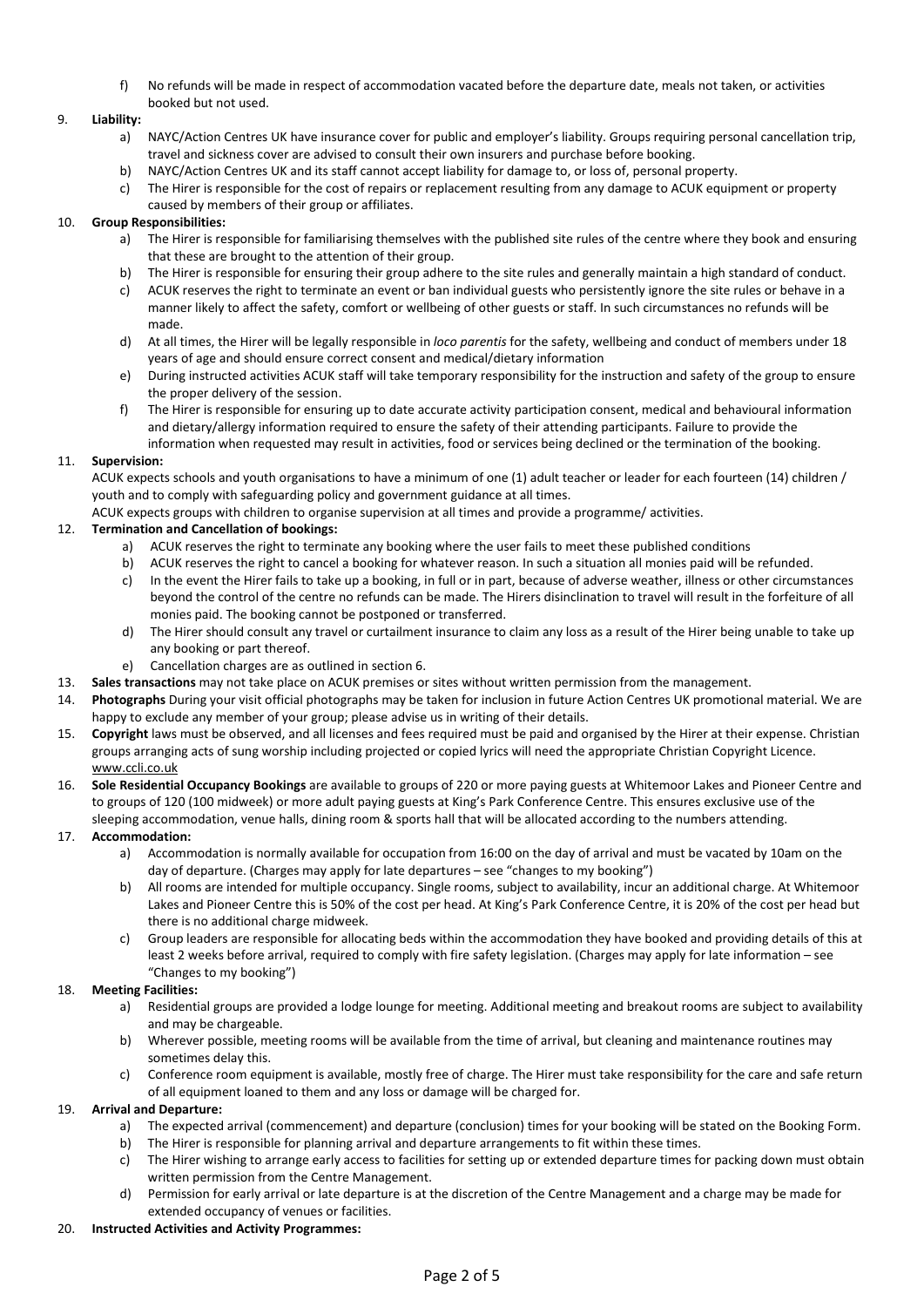f) No refunds will be made in respect of accommodation vacated before the departure date, meals not taken, or activities booked but not used.

9. **Liability:**
   a) NAYC/Action Centres UK have insurance cover for public and employer's liability. Groups requiring personal cancellation trip, travel and sickness cover are advised to consult their own insurers and purchase before booking.
   b) NAYC/Action Centres UK and its staff cannot accept liability for damage to, or loss of, personal property.
   c) The Hirer is responsible for the cost of repairs or replacement resulting from any damage to ACUK equipment or property caused by members of their group or affiliates.

10. **Group Responsibilities:**
    a) The Hirer is responsible for familiarising themselves with the published site rules of the centre where they book and ensuring that these are brought to the attention of their group.
    b) The Hirer is responsible for ensuring their group adhere to the site rules and generally maintain a high standard of conduct.
    c) ACUK reserves the right to terminate an event or ban individual guests who persistently ignore the site rules or behave in a manner likely to affect the safety, comfort or wellbeing of other guests or staff. In such circumstances no refunds will be made.
    d) At all times, the Hirer will be legally responsible in *loco parentis* for the safety, wellbeing and conduct of members under 18 years of age and should ensure correct consent and medical/dietary information
    e) During instructed activities ACUK staff will take temporary responsibility for the instruction and safety of the group to ensure the proper delivery of the session.
    f) The Hirer is responsible for ensuring up to date accurate activity participation consent, medical and behavioural information and dietary/allergy information required to ensure the safety of their attending participants. Failure to provide the information when requested may result in activities, food or services being declined or the termination of the booking.

11. **Supervision:**
    ACUK expects schools and youth organisations to have a minimum of one (1) adult teacher or leader for each fourteen (14) children / youth and to comply with safeguarding policy and government guidance at all times.
    ACUK expects groups with children to organise supervision at all times and provide a programme/ activities.

12. **Termination and Cancellation of bookings:**
    a) ACUK reserves the right to terminate any booking where the user fails to meet these published conditions
    b) ACUK reserves the right to cancel a booking for whatever reason. In such a situation all monies paid will be refunded.
    c) In the event the Hirer fails to take up a booking, in full or in part, because of adverse weather, illness or other circumstances beyond the control of the centre no refunds can be made. The Hirers disinclination to travel will result in the forfeiture of all monies paid. The booking cannot be postponed or transferred.
    d) The Hirer should consult any travel or curtailment insurance to claim any loss as a result of the Hirer being unable to take up any booking or part thereof.
    e) Cancellation charges are as outlined in section 6.

13. **Sales transactions** may not take place on ACUK premises or sites without written permission from the management.

14. **Photographs** During your visit official photographs may be taken for inclusion in future Action Centres UK promotional material. We are happy to exclude any member of your group; please advise us in writing of their details.

15. **Copyright** laws must be observed, and all licenses and fees required must be paid and organised by the Hirer at their expense. Christian groups arranging acts of sung worship including projected or copied lyrics will need the appropriate Christian Copyright Licence. www.ccli.co.uk

16. **Sole Residential Occupancy Bookings** are available to groups of 220 or more paying guests at Whitemoor Lakes and Pioneer Centre and to groups of 120 (100 midweek) or more adult paying guests at King's Park Conference Centre. This ensures exclusive use of the sleeping accommodation, venue halls, dining room & sports hall that will be allocated according to the numbers attending.

17. **Accommodation:**
    a) Accommodation is normally available for occupation from 16:00 on the day of arrival and must be vacated by 10am on the day of departure. (Charges may apply for late departures – see "changes to my booking")
    b) All rooms are intended for multiple occupancy. Single rooms, subject to availability, incur an additional charge. At Whitemoor Lakes and Pioneer Centre this is 50% of the cost per head. At King's Park Conference Centre, it is 20% of the cost per head but there is no additional charge midweek.
    c) Group leaders are responsible for allocating beds within the accommodation they have booked and providing details of this at least 2 weeks before arrival, required to comply with fire safety legislation. (Charges may apply for late information – see "Changes to my booking")

18. **Meeting Facilities:**
    a) Residential groups are provided a lodge lounge for meeting. Additional meeting and breakout rooms are subject to availability and may be chargeable.
    b) Wherever possible, meeting rooms will be available from the time of arrival, but cleaning and maintenance routines may sometimes delay this.
    c) Conference room equipment is available, mostly free of charge. The Hirer must take responsibility for the care and safe return of all equipment loaned to them and any loss or damage will be charged for.

19. **Arrival and Departure:**
    a) The expected arrival (commencement) and departure (conclusion) times for your booking will be stated on the Booking Form.
    b) The Hirer is responsible for planning arrival and departure arrangements to fit within these times.
    c) The Hirer wishing to arrange early access to facilities for setting up or extended departure times for packing down must obtain written permission from the Centre Management.
    d) Permission for early arrival or late departure is at the discretion of the Centre Management and a charge may be made for extended occupancy of venues or facilities.

20. **Instructed Activities and Activity Programmes:**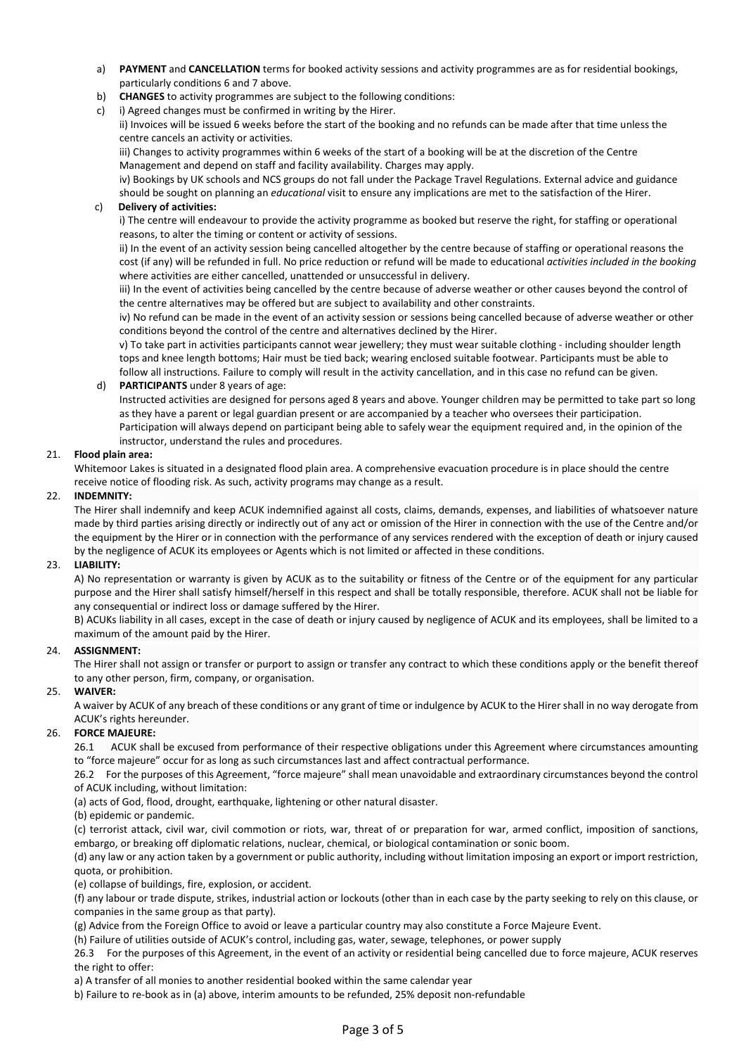a) **PAYMENT** and **CANCELLATION** terms for booked activity sessions and activity programmes are as for residential bookings, particularly conditions 6 and 7 above.

b) **CHANGES** to activity programmes are subject to the following conditions:

c) i) Agreed changes must be confirmed in writing by the Hirer.

ii) Invoices will be issued 6 weeks before the start of the booking and no refunds can be made after that time unless the centre cancels an activity or activities.

iii) Changes to activity programmes within 6 weeks of the start of a booking will be at the discretion of the Centre Management and depend on staff and facility availability. Charges may apply.

iv) Bookings by UK schools and NCS groups do not fall under the Package Travel Regulations. External advice and guidance should be sought on planning an *educational* visit to ensure any implications are met to the satisfaction of the Hirer.

c) **Delivery of activities:**

i) The centre will endeavour to provide the activity programme as booked but reserve the right, for staffing or operational reasons, to alter the timing or content or activity of sessions.

ii) In the event of an activity session being cancelled altogether by the centre because of staffing or operational reasons the cost (if any) will be refunded in full. No price reduction or refund will be made to educational *activities included in the booking* where activities are either cancelled, unattended or unsuccessful in delivery.

iii) In the event of activities being cancelled by the centre because of adverse weather or other causes beyond the control of the centre alternatives may be offered but are subject to availability and other constraints.

iv) No refund can be made in the event of an activity session or sessions being cancelled because of adverse weather or other conditions beyond the control of the centre and alternatives declined by the Hirer.

v) To take part in activities participants cannot wear jewellery; they must wear suitable clothing - including shoulder length tops and knee length bottoms; Hair must be tied back; wearing enclosed suitable footwear. Participants must be able to follow all instructions. Failure to comply will result in the activity cancellation, and in this case no refund can be given.

d) **PARTICIPANTS** under 8 years of age:

Instructed activities are designed for persons aged 8 years and above. Younger children may be permitted to take part so long as they have a parent or legal guardian present or are accompanied by a teacher who oversees their participation. Participation will always depend on participant being able to safely wear the equipment required and, in the opinion of the instructor, understand the rules and procedures.

21. **Flood plain area:**

Whitemoor Lakes is situated in a designated flood plain area. A comprehensive evacuation procedure is in place should the centre receive notice of flooding risk. As such, activity programs may change as a result.

22. **INDEMNITY:**

The Hirer shall indemnify and keep ACUK indemnified against all costs, claims, demands, expenses, and liabilities of whatsoever nature made by third parties arising directly or indirectly out of any act or omission of the Hirer in connection with the use of the Centre and/or the equipment by the Hirer or in connection with the performance of any services rendered with the exception of death or injury caused by the negligence of ACUK its employees or Agents which is not limited or affected in these conditions.

23. **LIABILITY:**

A) No representation or warranty is given by ACUK as to the suitability or fitness of the Centre or of the equipment for any particular purpose and the Hirer shall satisfy himself/herself in this respect and shall be totally responsible, therefore. ACUK shall not be liable for any consequential or indirect loss or damage suffered by the Hirer.

B) ACUKs liability in all cases, except in the case of death or injury caused by negligence of ACUK and its employees, shall be limited to a maximum of the amount paid by the Hirer.

24. **ASSIGNMENT:**

The Hirer shall not assign or transfer or purport to assign or transfer any contract to which these conditions apply or the benefit thereof to any other person, firm, company, or organisation.

25. **WAIVER:**

A waiver by ACUK of any breach of these conditions or any grant of time or indulgence by ACUK to the Hirer shall in no way derogate from ACUK's rights hereunder.

26. **FORCE MAJEURE:**

26.1 ACUK shall be excused from performance of their respective obligations under this Agreement where circumstances amounting to "force majeure" occur for as long as such circumstances last and affect contractual performance.

26.2 For the purposes of this Agreement, "force majeure" shall mean unavoidable and extraordinary circumstances beyond the control of ACUK including, without limitation:

(a) acts of God, flood, drought, earthquake, lightening or other natural disaster.

(b) epidemic or pandemic.

(c) terrorist attack, civil war, civil commotion or riots, war, threat of or preparation for war, armed conflict, imposition of sanctions, embargo, or breaking off diplomatic relations, nuclear, chemical, or biological contamination or sonic boom.

(d) any law or any action taken by a government or public authority, including without limitation imposing an export or import restriction, quota, or prohibition.

(e) collapse of buildings, fire, explosion, or accident.

(f) any labour or trade dispute, strikes, industrial action or lockouts (other than in each case by the party seeking to rely on this clause, or companies in the same group as that party).

(g) Advice from the Foreign Office to avoid or leave a particular country may also constitute a Force Majeure Event.

(h) Failure of utilities outside of ACUK's control, including gas, water, sewage, telephones, or power supply

26.3 For the purposes of this Agreement, in the event of an activity or residential being cancelled due to force majeure, ACUK reserves the right to offer:

a) A transfer of all monies to another residential booked within the same calendar year

b) Failure to re-book as in (a) above, interim amounts to be refunded, 25% deposit non-refundable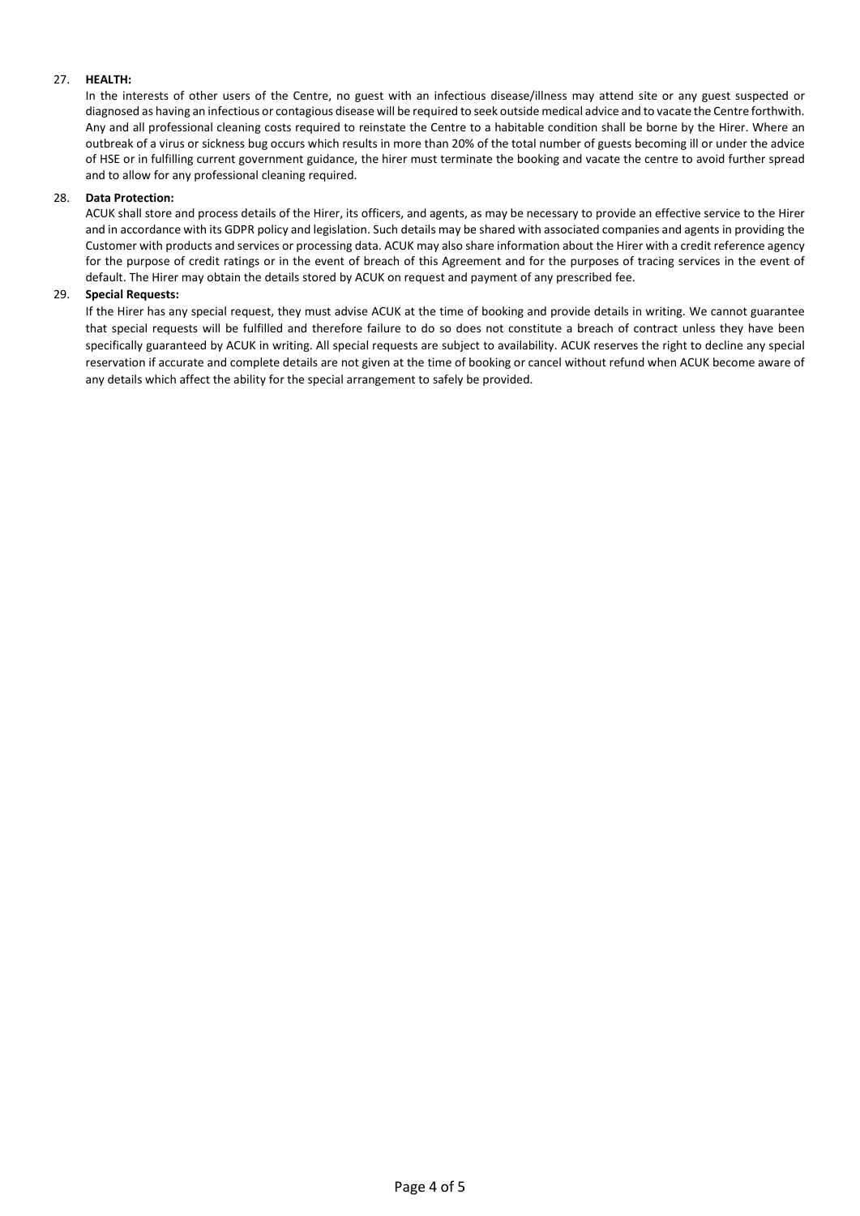27. **HEALTH:**

    In the interests of other users of the Centre, no guest with an infectious disease/illness may attend site or any guest suspected or diagnosed as having an infectious or contagious disease will be required to seek outside medical advice and to vacate the Centre forthwith. Any and all professional cleaning costs required to reinstate the Centre to a habitable condition shall be borne by the Hirer. Where an outbreak of a virus or sickness bug occurs which results in more than 20% of the total number of guests becoming ill or under the advice of HSE or in fulfilling current government guidance, the hirer must terminate the booking and vacate the centre to avoid further spread and to allow for any professional cleaning required.

28. **Data Protection:**

    ACUK shall store and process details of the Hirer, its officers, and agents, as may be necessary to provide an effective service to the Hirer and in accordance with its GDPR policy and legislation. Such details may be shared with associated companies and agents in providing the Customer with products and services or processing data. ACUK may also share information about the Hirer with a credit reference agency for the purpose of credit ratings or in the event of breach of this Agreement and for the purposes of tracing services in the event of default. The Hirer may obtain the details stored by ACUK on request and payment of any prescribed fee.

29. **Special Requests:**

    If the Hirer has any special request, they must advise ACUK at the time of booking and provide details in writing. We cannot guarantee that special requests will be fulfilled and therefore failure to do so does not constitute a breach of contract unless they have been specifically guaranteed by ACUK in writing. All special requests are subject to availability. ACUK reserves the right to decline any special reservation if accurate and complete details are not given at the time of booking or cancel without refund when ACUK become aware of any details which affect the ability for the special arrangement to safely be provided.